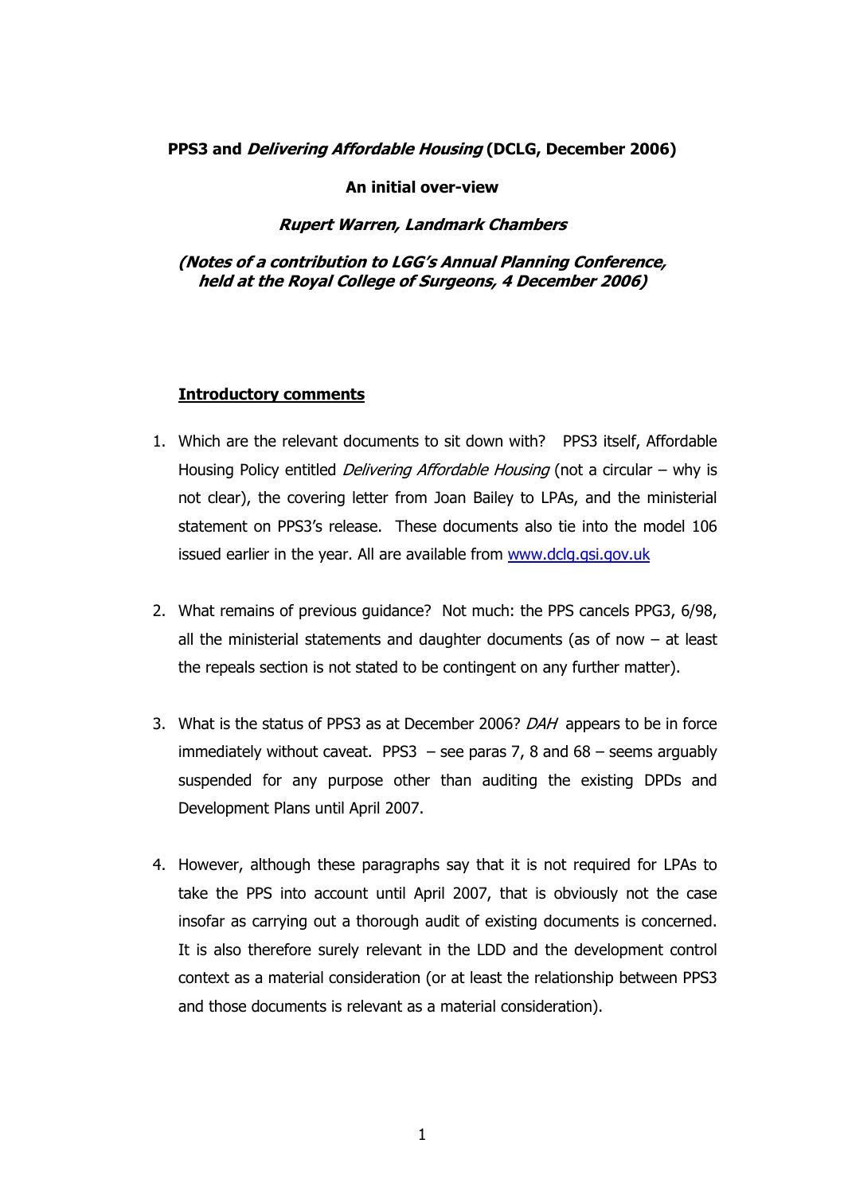**PPS3 and *Delivering Affordable Housing* (DCLG, December 2006)**

**An initial over-view**

***Rupert Warren, Landmark Chambers***

***(Notes of a contribution to LGG's Annual Planning Conference, held at the Royal College of Surgeons, 4 December 2006)***

## Introductory comments

1. Which are the relevant documents to sit down with? PPS3 itself, Affordable Housing Policy entitled *Delivering Affordable Housing* (not a circular – why is not clear), the covering letter from Joan Bailey to LPAs, and the ministerial statement on PPS3's release. These documents also tie into the model 106 issued earlier in the year. All are available from [www.dclg.gsi.gov.uk](www.dclg.gsi.gov.uk)

2. What remains of previous guidance? Not much: the PPS cancels PPG3, 6/98, all the ministerial statements and daughter documents (as of now – at least the repeals section is not stated to be contingent on any further matter).

3. What is the status of PPS3 as at December 2006? *DAH* appears to be in force immediately without caveat. PPS3 – see paras 7, 8 and 68 – seems arguably suspended for any purpose other than auditing the existing DPDs and Development Plans until April 2007.

4. However, although these paragraphs say that it is not required for LPAs to take the PPS into account until April 2007, that is obviously not the case insofar as carrying out a thorough audit of existing documents is concerned. It is also therefore surely relevant in the LDD and the development control context as a material consideration (or at least the relationship between PPS3 and those documents is relevant as a material consideration).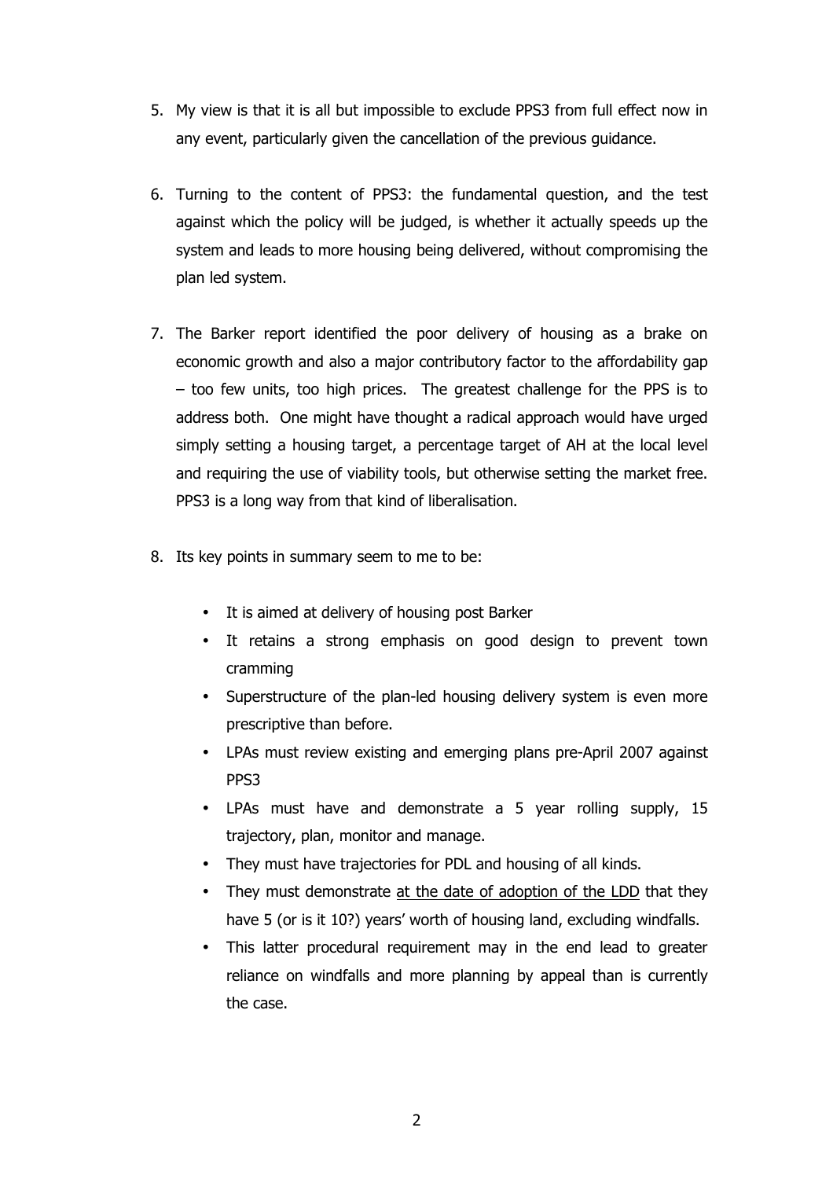5. My view is that it is all but impossible to exclude PPS3 from full effect now in any event, particularly given the cancellation of the previous guidance.

6. Turning to the content of PPS3: the fundamental question, and the test against which the policy will be judged, is whether it actually speeds up the system and leads to more housing being delivered, without compromising the plan led system.

7. The Barker report identified the poor delivery of housing as a brake on economic growth and also a major contributory factor to the affordability gap – too few units, too high prices. The greatest challenge for the PPS is to address both. One might have thought a radical approach would have urged simply setting a housing target, a percentage target of AH at the local level and requiring the use of viability tools, but otherwise setting the market free. PPS3 is a long way from that kind of liberalisation.

8. Its key points in summary seem to me to be:

   - It is aimed at delivery of housing post Barker
   - It retains a strong emphasis on good design to prevent town cramming
   - Superstructure of the plan-led housing delivery system is even more prescriptive than before.
   - LPAs must review existing and emerging plans pre-April 2007 against PPS3
   - LPAs must have and demonstrate a 5 year rolling supply, 15 trajectory, plan, monitor and manage.
   - They must have trajectories for PDL and housing of all kinds.
   - They must demonstrate <u>at the date of adoption of the LDD</u> that they have 5 (or is it 10?) years' worth of housing land, excluding windfalls.
   - This latter procedural requirement may in the end lead to greater reliance on windfalls and more planning by appeal than is currently the case.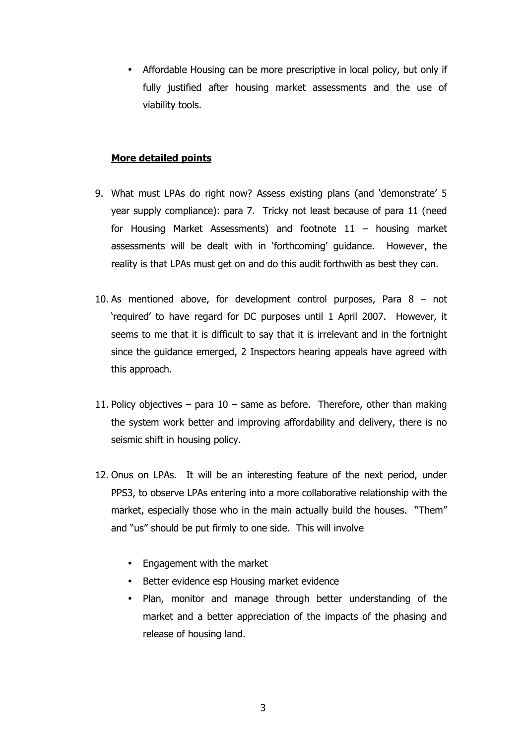- Affordable Housing can be more prescriptive in local policy, but only if fully justified after housing market assessments and the use of viability tools.

**More detailed points**

9. What must LPAs do right now? Assess existing plans (and 'demonstrate' 5 year supply compliance): para 7. Tricky not least because of para 11 (need for Housing Market Assessments) and footnote 11 – housing market assessments will be dealt with in 'forthcoming' guidance. However, the reality is that LPAs must get on and do this audit forthwith as best they can.

10. As mentioned above, for development control purposes, Para 8 – not 'required' to have regard for DC purposes until 1 April 2007. However, it seems to me that it is difficult to say that it is irrelevant and in the fortnight since the guidance emerged, 2 Inspectors hearing appeals have agreed with this approach.

11. Policy objectives – para 10 – same as before. Therefore, other than making the system work better and improving affordability and delivery, there is no seismic shift in housing policy.

12. Onus on LPAs. It will be an interesting feature of the next period, under PPS3, to observe LPAs entering into a more collaborative relationship with the market, especially those who in the main actually build the houses. "Them" and "us" should be put firmly to one side. This will involve

    - Engagement with the market
    - Better evidence esp Housing market evidence
    - Plan, monitor and manage through better understanding of the market and a better appreciation of the impacts of the phasing and release of housing land.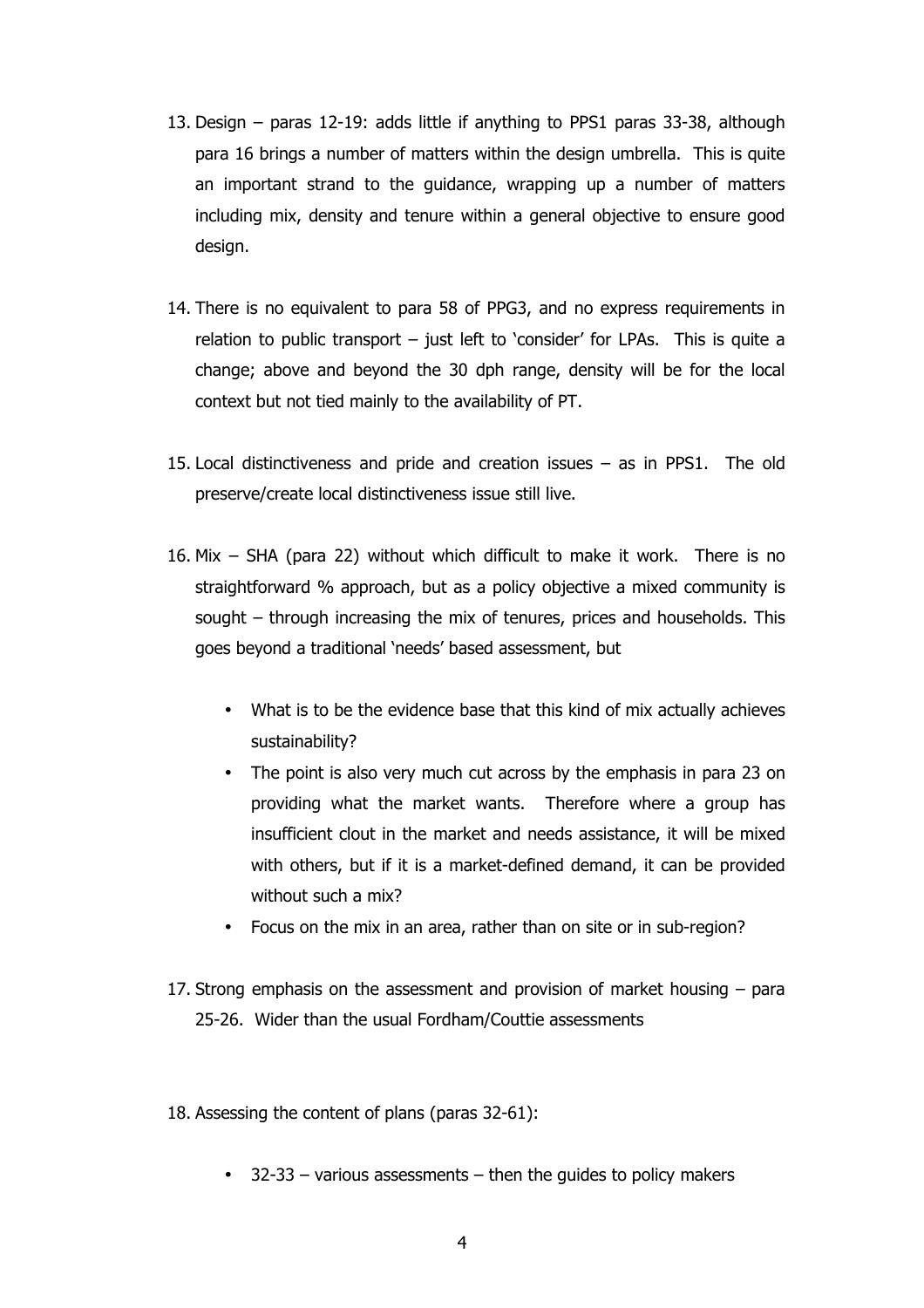13. Design – paras 12-19: adds little if anything to PPS1 paras 33-38, although para 16 brings a number of matters within the design umbrella. This is quite an important strand to the guidance, wrapping up a number of matters including mix, density and tenure within a general objective to ensure good design.

14. There is no equivalent to para 58 of PPG3, and no express requirements in relation to public transport – just left to 'consider' for LPAs. This is quite a change; above and beyond the 30 dph range, density will be for the local context but not tied mainly to the availability of PT.

15. Local distinctiveness and pride and creation issues – as in PPS1. The old preserve/create local distinctiveness issue still live.

16. Mix – SHA (para 22) without which difficult to make it work. There is no straightforward % approach, but as a policy objective a mixed community is sought – through increasing the mix of tenures, prices and households. This goes beyond a traditional 'needs' based assessment, but

    - What is to be the evidence base that this kind of mix actually achieves sustainability?
    - The point is also very much cut across by the emphasis in para 23 on providing what the market wants. Therefore where a group has insufficient clout in the market and needs assistance, it will be mixed with others, but if it is a market-defined demand, it can be provided without such a mix?
    - Focus on the mix in an area, rather than on site or in sub-region?

17. Strong emphasis on the assessment and provision of market housing – para 25-26. Wider than the usual Fordham/Couttie assessments

18. Assessing the content of plans (paras 32-61):

    - 32-33 – various assessments – then the guides to policy makers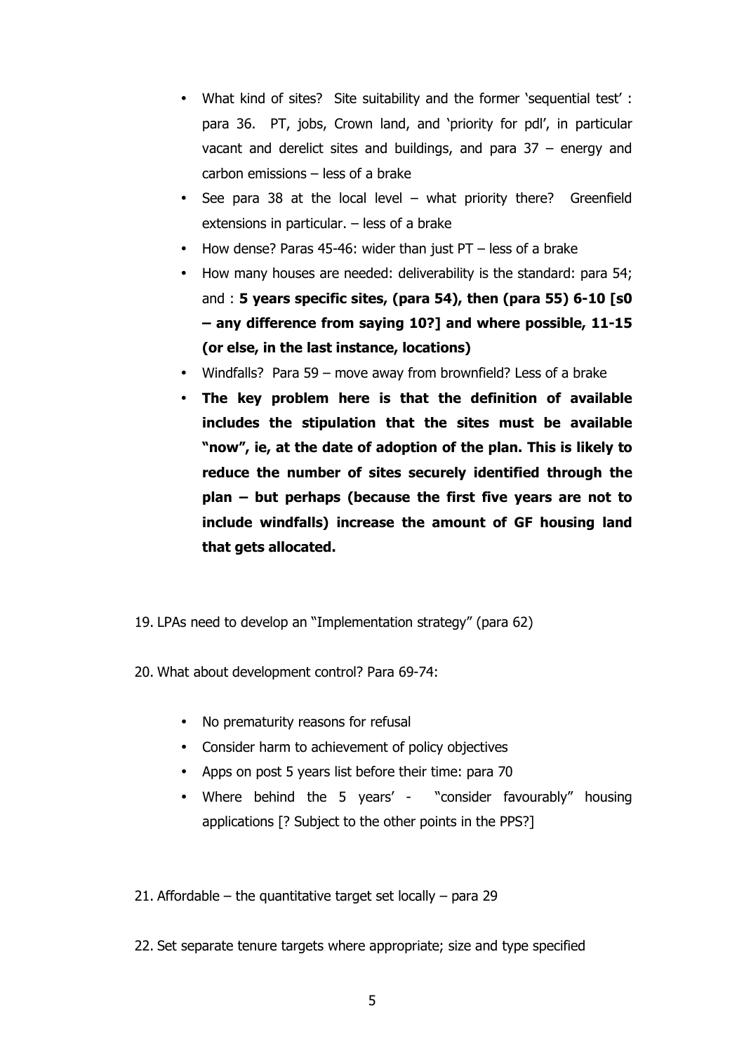- What kind of sites? Site suitability and the former 'sequential test' : para 36. PT, jobs, Crown land, and 'priority for pdl', in particular vacant and derelict sites and buildings, and para 37 – energy and carbon emissions – less of a brake
- See para 38 at the local level – what priority there? Greenfield extensions in particular. – less of a brake
- How dense? Paras 45-46: wider than just PT – less of a brake
- How many houses are needed: deliverability is the standard: para 54; and : **5 years specific sites, (para 54), then (para 55) 6-10 [s0 – any difference from saying 10?] and where possible, 11-15 (or else, in the last instance, locations)**
- Windfalls? Para 59 – move away from brownfield? Less of a brake
- **The key problem here is that the definition of available includes the stipulation that the sites must be available "now", ie, at the date of adoption of the plan. This is likely to reduce the number of sites securely identified through the plan – but perhaps (because the first five years are not to include windfalls) increase the amount of GF housing land that gets allocated.**

19. LPAs need to develop an "Implementation strategy" (para 62)

20. What about development control? Para 69-74:

    - No prematurity reasons for refusal
    - Consider harm to achievement of policy objectives
    - Apps on post 5 years list before their time: para 70
    - Where behind the 5 years' - "consider favourably" housing applications [? Subject to the other points in the PPS?]

21. Affordable – the quantitative target set locally – para 29

22. Set separate tenure targets where appropriate; size and type specified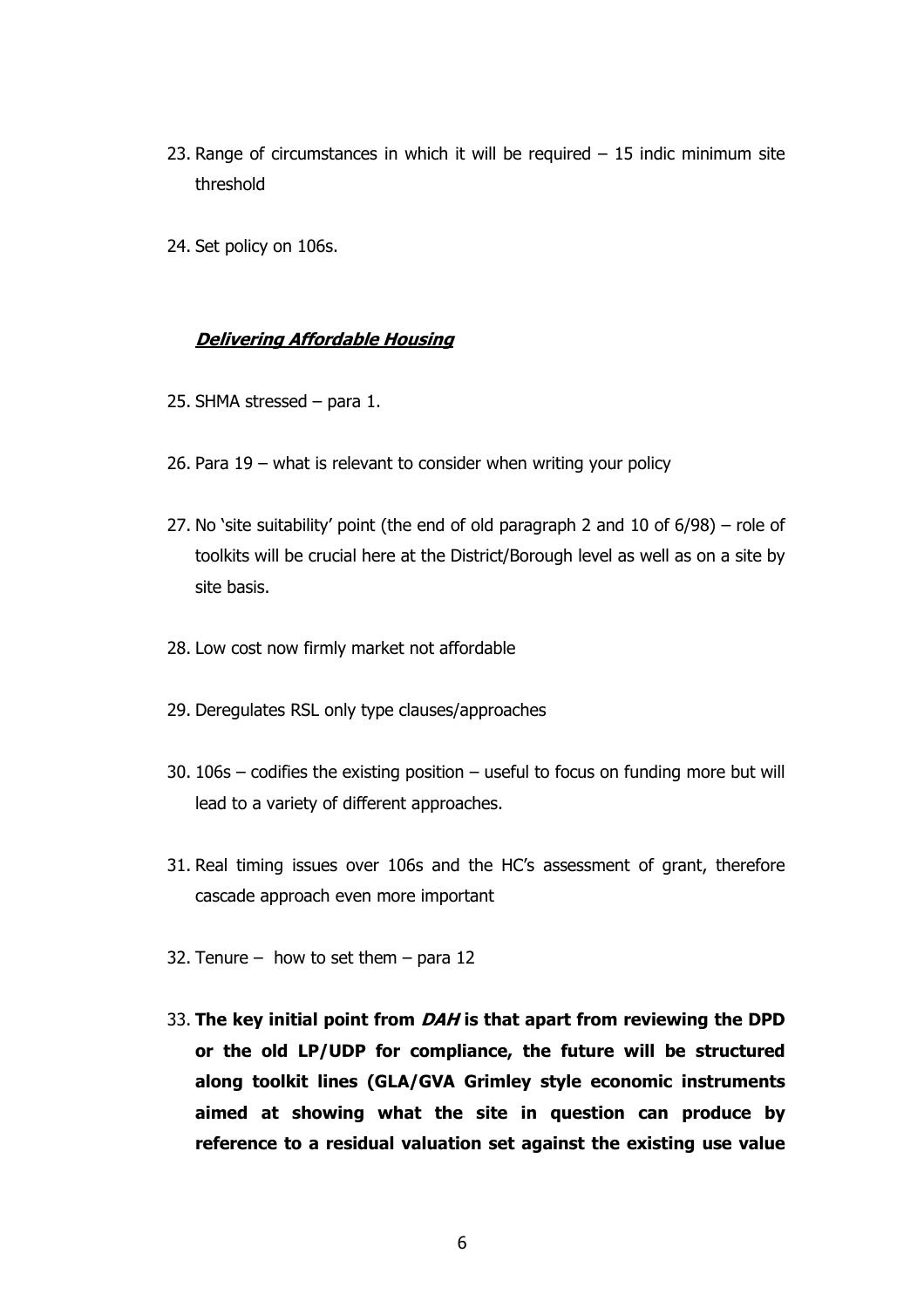23. Range of circumstances in which it will be required – 15 indic minimum site threshold

24. Set policy on 106s.

### ***Delivering Affordable Housing***

25. SHMA stressed – para 1.

26. Para 19 – what is relevant to consider when writing your policy

27. No 'site suitability' point (the end of old paragraph 2 and 10 of 6/98) – role of toolkits will be crucial here at the District/Borough level as well as on a site by site basis.

28. Low cost now firmly market not affordable

29. Deregulates RSL only type clauses/approaches

30. 106s – codifies the existing position – useful to focus on funding more but will lead to a variety of different approaches.

31. Real timing issues over 106s and the HC's assessment of grant, therefore cascade approach even more important

32. Tenure – how to set them – para 12

33. **The key initial point from *DAH* is that apart from reviewing the DPD or the old LP/UDP for compliance, the future will be structured along toolkit lines (GLA/GVA Grimley style economic instruments aimed at showing what the site in question can produce by reference to a residual valuation set against the existing use value**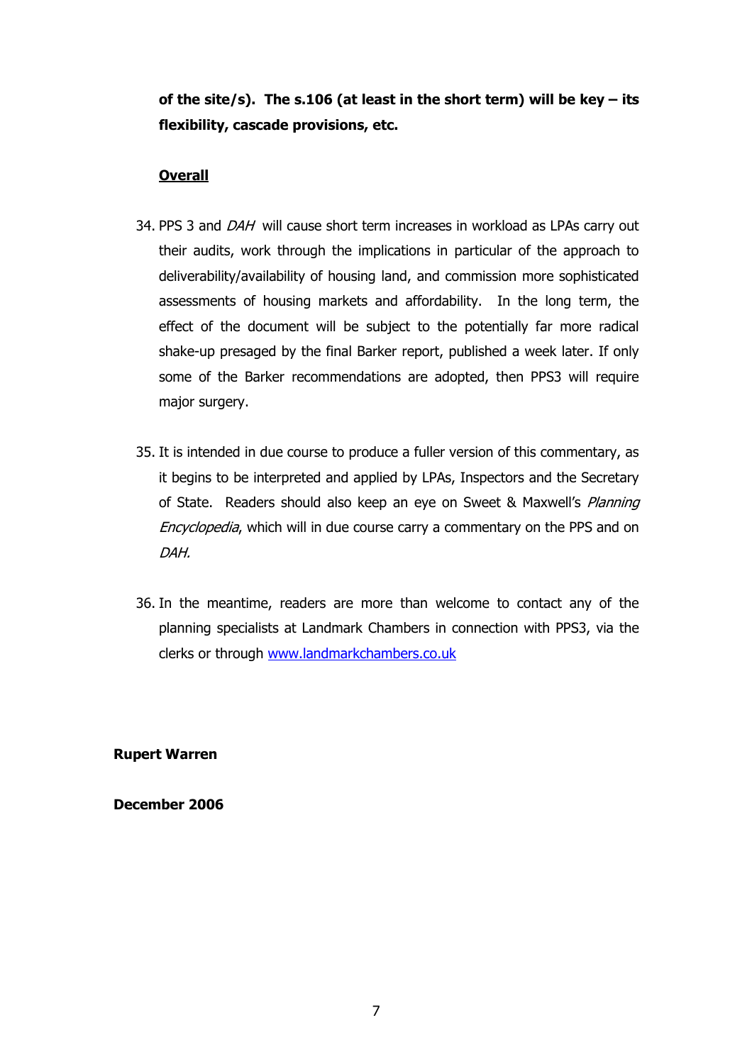**of the site/s). The s.106 (at least in the short term) will be key – its flexibility, cascade provisions, etc.**

**Overall**

34. PPS 3 and *DAH* will cause short term increases in workload as LPAs carry out their audits, work through the implications in particular of the approach to deliverability/availability of housing land, and commission more sophisticated assessments of housing markets and affordability. In the long term, the effect of the document will be subject to the potentially far more radical shake-up presaged by the final Barker report, published a week later. If only some of the Barker recommendations are adopted, then PPS3 will require major surgery.

35. It is intended in due course to produce a fuller version of this commentary, as it begins to be interpreted and applied by LPAs, Inspectors and the Secretary of State. Readers should also keep an eye on Sweet & Maxwell's *Planning Encyclopedia*, which will in due course carry a commentary on the PPS and on *DAH.*

36. In the meantime, readers are more than welcome to contact any of the planning specialists at Landmark Chambers in connection with PPS3, via the clerks or through [www.landmarkchambers.co.uk](http://www.landmarkchambers.co.uk)

**Rupert Warren**

**December 2006**